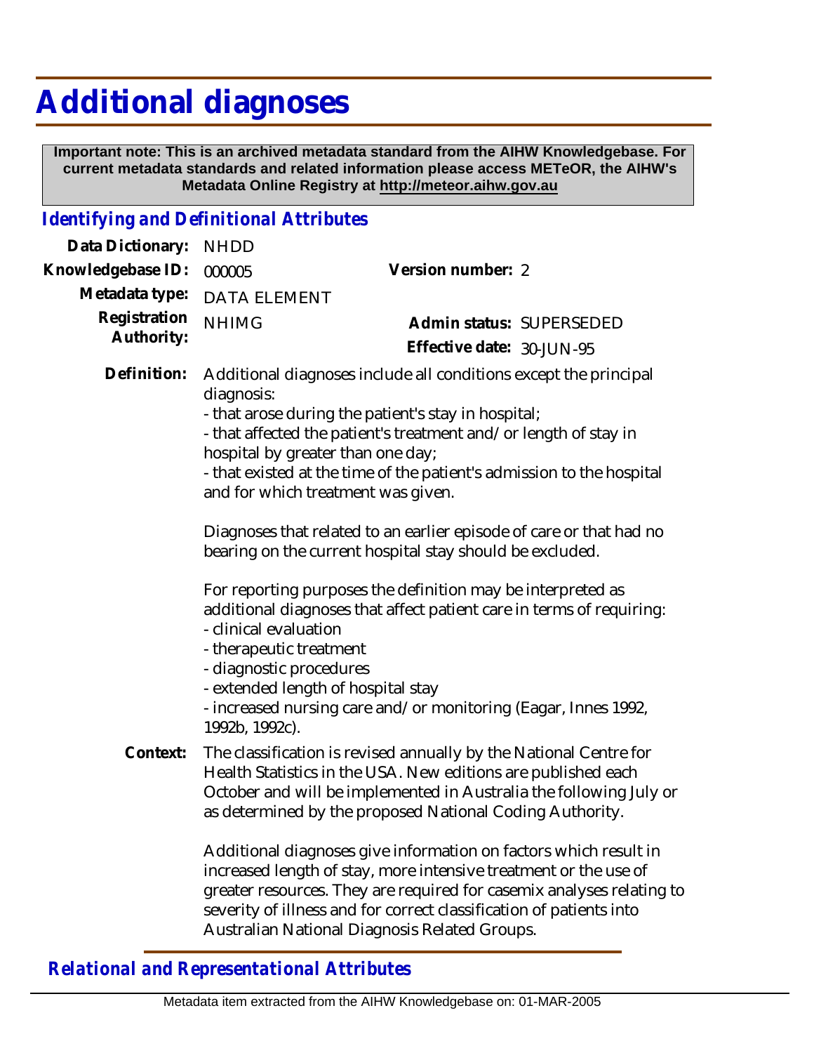# Additional diagnoses

**Important note: This is an archived metadata standard from the AIHW Knowledgebase. For current metadata standards and related information please access METeOR, the AIHW's Metadata Online Registry at http://meteor.aihw.gov.au**

## *Identifying and Definitional Attributes*

| | | | |
|---|---|---|---|
| **Data Dictionary:** | NHDD | | |
| **Knowledgebase ID:** | 000005 | **Version number:** | 2 |
| **Metadata type:** | DATA ELEMENT | | |
| **Registration Authority:** | NHIMG | **Admin status:** | SUPERSEDED |
| | | **Effective date:** | 30-JUN-95 |

**Definition:** Additional diagnoses include all conditions except the principal diagnosis:
- that arose during the patient's stay in hospital;
- that affected the patient's treatment and/or length of stay in hospital by greater than one day;
- that existed at the time of the patient's admission to the hospital and for which treatment was given.

Diagnoses that related to an earlier episode of care or that had no bearing on the current hospital stay should be excluded.

For reporting purposes the definition may be interpreted as additional diagnoses that affect patient care in terms of requiring:
- clinical evaluation
- therapeutic treatment
- diagnostic procedures
- extended length of hospital stay
- increased nursing care and/or monitoring (Eagar, Innes 1992, 1992b, 1992c).

**Context:** The classification is revised annually by the National Centre for Health Statistics in the USA. New editions are published each October and will be implemented in Australia the following July or as determined by the proposed National Coding Authority.

Additional diagnoses give information on factors which result in increased length of stay, more intensive treatment or the use of greater resources. They are required for casemix analyses relating to severity of illness and for correct classification of patients into Australian National Diagnosis Related Groups.

## *Relational and Representational Attributes*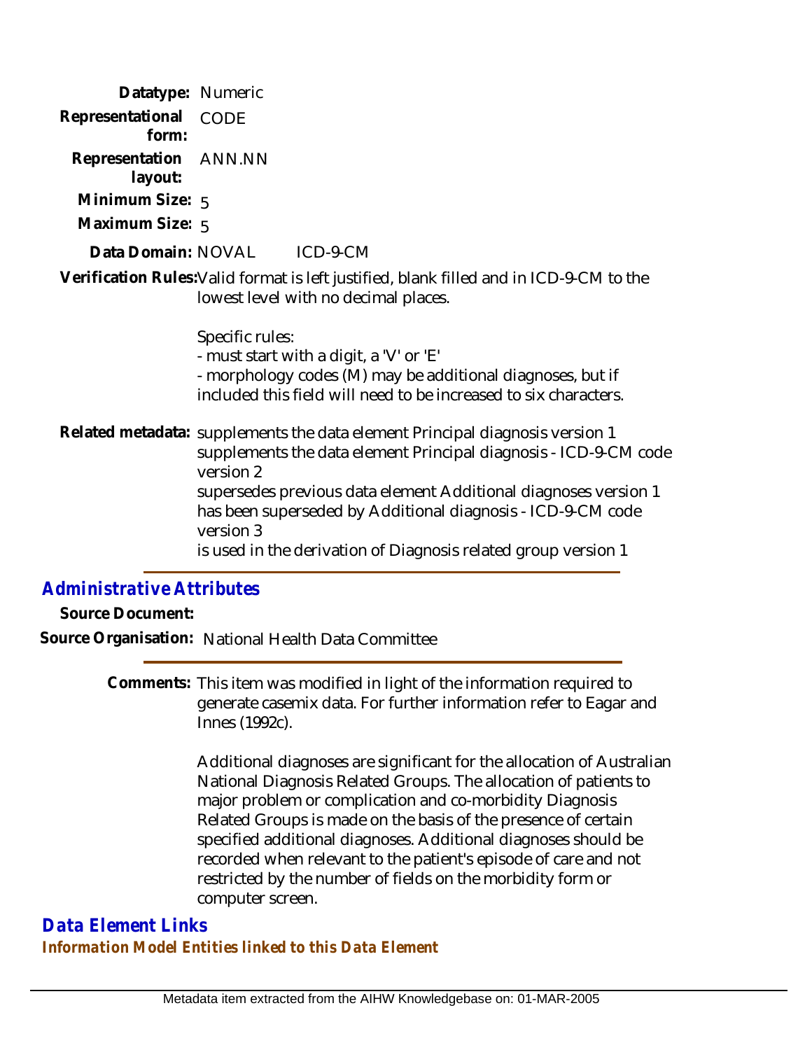**Datatype:** Numeric

**Representational form:** CODE

**Representation layout:** ANN.NN

**Minimum Size:** 5

**Maximum Size:** 5

**Data Domain:** NOVAL ICD-9-CM

**Verification Rules:** Valid format is left justified, blank filled and in ICD-9-CM to the lowest level with no decimal places.

Specific rules:
- must start with a digit, a 'V' or 'E'
- morphology codes (M) may be additional diagnoses, but if included this field will need to be increased to six characters.

**Related metadata:** supplements the data element Principal diagnosis version 1
supplements the data element Principal diagnosis - ICD-9-CM code version 2
supersedes previous data element Additional diagnoses version 1
has been superseded by Additional diagnosis - ICD-9-CM code version 3
is used in the derivation of Diagnosis related group version 1

## Administrative Attributes

**Source Document:**

**Source Organisation:** National Health Data Committee

**Comments:** This item was modified in light of the information required to generate casemix data. For further information refer to Eagar and Innes (1992c).

Additional diagnoses are significant for the allocation of Australian National Diagnosis Related Groups. The allocation of patients to major problem or complication and co-morbidity Diagnosis Related Groups is made on the basis of the presence of certain specified additional diagnoses. Additional diagnoses should be recorded when relevant to the patient's episode of care and not restricted by the number of fields on the morbidity form or computer screen.

## Data Element Links

### Information Model Entities linked to this Data Element

Metadata item extracted from the AIHW Knowledgebase on: 01-MAR-2005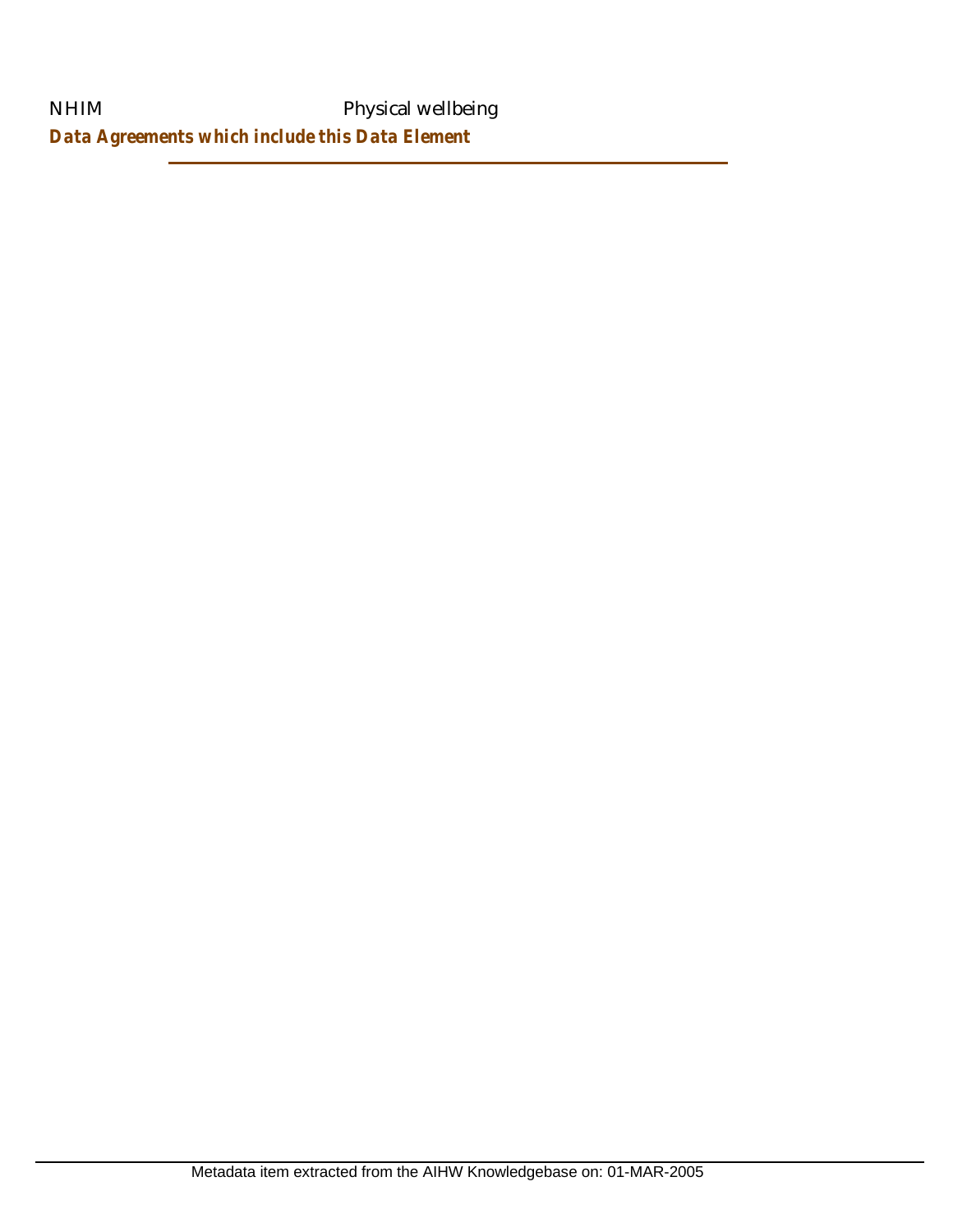## Data Agreements which include this Data Element